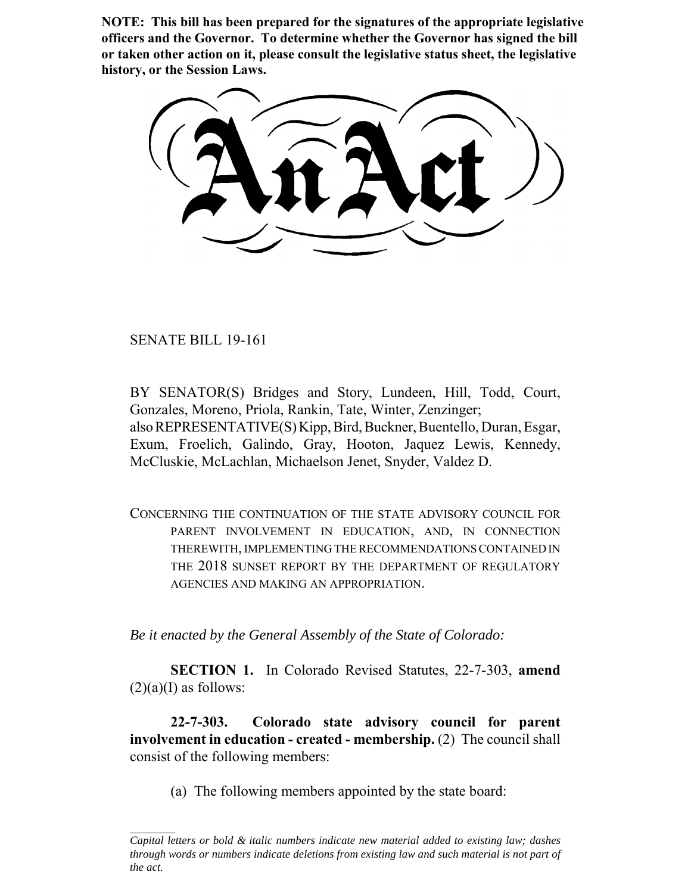**NOTE: This bill has been prepared for the signatures of the appropriate legislative officers and the Governor. To determine whether the Governor has signed the bill or taken other action on it, please consult the legislative status sheet, the legislative history, or the Session Laws.**

# An Act

SENATE BILL 19-161

BY SENATOR(S) Bridges and Story, Lundeen, Hill, Todd, Court, Gonzales, Moreno, Priola, Rankin, Tate, Winter, Zenzinger;
also REPRESENTATIVE(S) Kipp, Bird, Buckner, Buentello, Duran, Esgar, Exum, Froelich, Galindo, Gray, Hooton, Jaquez Lewis, Kennedy, McCluskie, McLachlan, Michaelson Jenet, Snyder, Valdez D.

CONCERNING THE CONTINUATION OF THE STATE ADVISORY COUNCIL FOR PARENT INVOLVEMENT IN EDUCATION, AND, IN CONNECTION THEREWITH, IMPLEMENTING THE RECOMMENDATIONS CONTAINED IN THE 2018 SUNSET REPORT BY THE DEPARTMENT OF REGULATORY AGENCIES AND MAKING AN APPROPRIATION.

*Be it enacted by the General Assembly of the State of Colorado:*

**SECTION 1.** In Colorado Revised Statutes, 22-7-303, **amend** (2)(a)(I) as follows:

**22-7-303. Colorado state advisory council for parent involvement in education - created - membership.** (2) The council shall consist of the following members:

(a) The following members appointed by the state board:

*Capital letters or bold & italic numbers indicate new material added to existing law; dashes through words or numbers indicate deletions from existing law and such material is not part of the act.*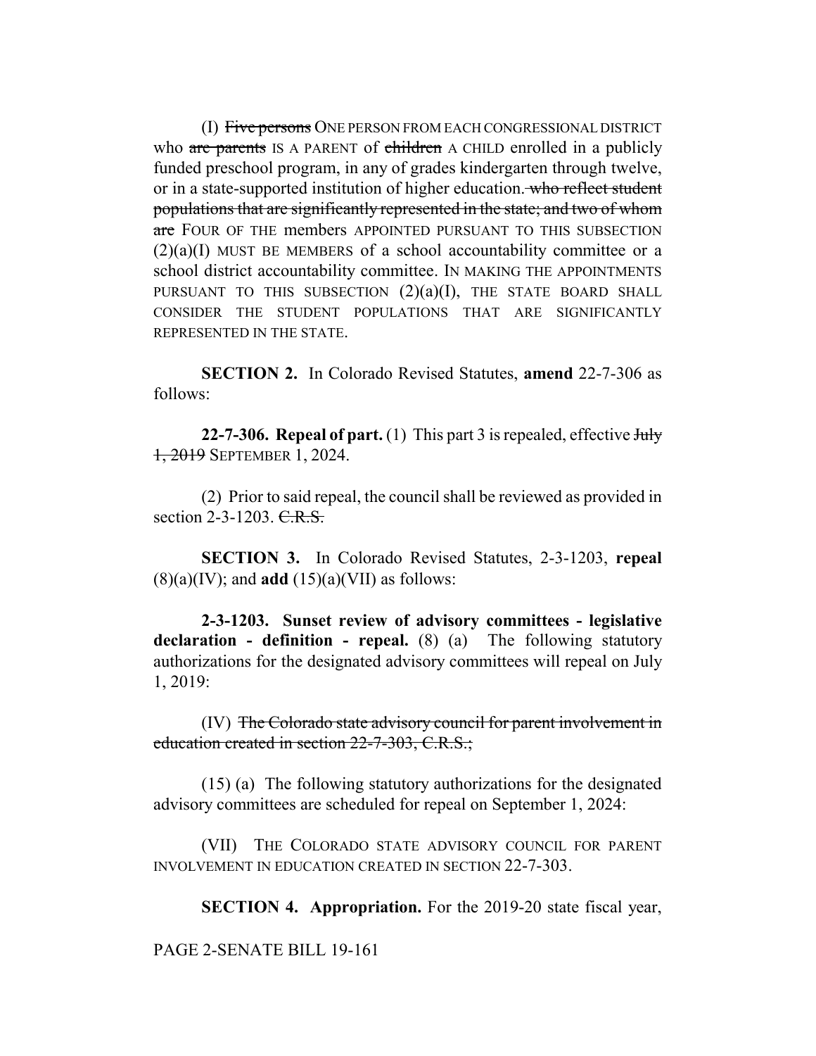(I) ~~Five persons~~ ONE PERSON FROM EACH CONGRESSIONAL DISTRICT who ~~are parents~~ IS A PARENT of ~~children~~ A CHILD enrolled in a publicly funded preschool program, in any of grades kindergarten through twelve, or in a state-supported institution of higher education. ~~who reflect student populations that are significantly represented in the state; and two of whom are~~ FOUR OF THE members APPOINTED PURSUANT TO THIS SUBSECTION (2)(a)(I) MUST BE MEMBERS of a school accountability committee or a school district accountability committee. IN MAKING THE APPOINTMENTS PURSUANT TO THIS SUBSECTION (2)(a)(I), THE STATE BOARD SHALL CONSIDER THE STUDENT POPULATIONS THAT ARE SIGNIFICANTLY REPRESENTED IN THE STATE.

**SECTION 2.** In Colorado Revised Statutes, **amend** 22-7-306 as follows:

**22-7-306. Repeal of part.** (1) This part 3 is repealed, effective ~~July 1, 2019~~ SEPTEMBER 1, 2024.

(2) Prior to said repeal, the council shall be reviewed as provided in section 2-3-1203. ~~C.R.S.~~

**SECTION 3.** In Colorado Revised Statutes, 2-3-1203, **repeal** (8)(a)(IV); and **add** (15)(a)(VII) as follows:

**2-3-1203. Sunset review of advisory committees - legislative declaration - definition - repeal.** (8) (a) The following statutory authorizations for the designated advisory committees will repeal on July 1, 2019:

(IV) ~~The Colorado state advisory council for parent involvement in education created in section 22-7-303, C.R.S.;~~

(15) (a) The following statutory authorizations for the designated advisory committees are scheduled for repeal on September 1, 2024:

(VII) THE COLORADO STATE ADVISORY COUNCIL FOR PARENT INVOLVEMENT IN EDUCATION CREATED IN SECTION 22-7-303.

**SECTION 4. Appropriation.** For the 2019-20 state fiscal year,

PAGE 2-SENATE BILL 19-161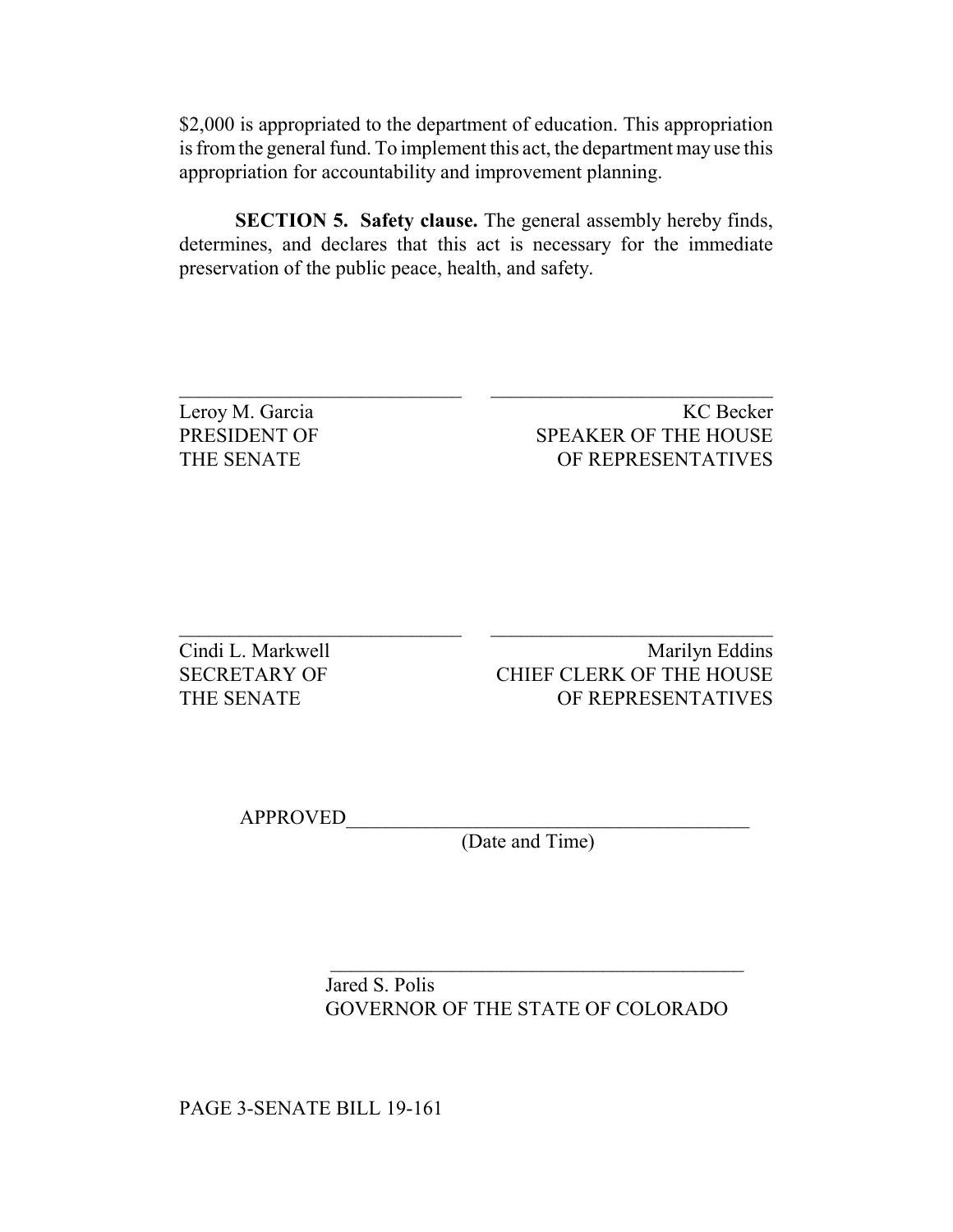$2,000 is appropriated to the department of education. This appropriation is from the general fund. To implement this act, the department may use this appropriation for accountability and improvement planning.

**SECTION 5. Safety clause.** The general assembly hereby finds, determines, and declares that this act is necessary for the immediate preservation of the public peace, health, and safety.

____________________________ ____________________________
Leroy M. Garcia KC Becker
PRESIDENT OF SPEAKER OF THE HOUSE
THE SENATE OF REPRESENTATIVES

____________________________ ____________________________
Cindi L. Markwell Marilyn Eddins
SECRETARY OF CHIEF CLERK OF THE HOUSE
THE SENATE OF REPRESENTATIVES

APPROVED________________________________________
(Date and Time)

_________________________________________
Jared S. Polis
GOVERNOR OF THE STATE OF COLORADO

PAGE 3-SENATE BILL 19-161